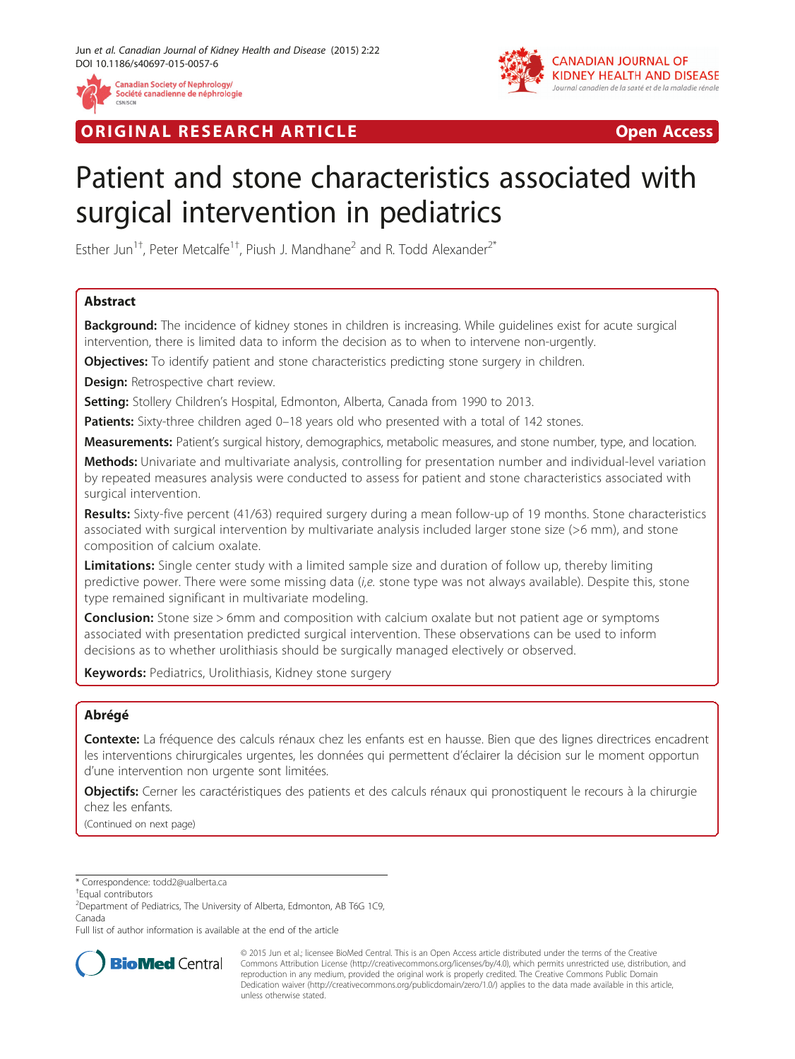ORIGINAL RESEARCH ARTICLE Open Access

# Patient and stone characteristics associated with surgical intervention in pediatrics

Esther Jun[1†], Peter Metcalfe[1†], Piush J. Mandhane[2] and R. Todd Alexander[2*]

## Abstract

**Background:** The incidence of kidney stones in children is increasing. While guidelines exist for acute surgical intervention, there is limited data to inform the decision as to when to intervene non-urgently.

**Objectives:** To identify patient and stone characteristics predicting stone surgery in children.

**Design:** Retrospective chart review.

**Setting:** Stollery Children's Hospital, Edmonton, Alberta, Canada from 1990 to 2013.

**Patients:** Sixty-three children aged 0–18 years old who presented with a total of 142 stones.

**Measurements:** Patient's surgical history, demographics, metabolic measures, and stone number, type, and location.

**Methods:** Univariate and multivariate analysis, controlling for presentation number and individual-level variation by repeated measures analysis were conducted to assess for patient and stone characteristics associated with surgical intervention.

**Results:** Sixty-five percent (41/63) required surgery during a mean follow-up of 19 months. Stone characteristics associated with surgical intervention by multivariate analysis included larger stone size (>6 mm), and stone composition of calcium oxalate.

**Limitations:** Single center study with a limited sample size and duration of follow up, thereby limiting predictive power. There were some missing data (*i.e.* stone type was not always available). Despite this, stone type remained significant in multivariate modeling.

**Conclusion:** Stone size > 6mm and composition with calcium oxalate but not patient age or symptoms associated with presentation predicted surgical intervention. These observations can be used to inform decisions as to whether urolithiasis should be surgically managed electively or observed.

**Keywords:** Pediatrics, Urolithiasis, Kidney stone surgery

## Abrégé

**Contexte:** La fréquence des calculs rénaux chez les enfants est en hausse. Bien que des lignes directrices encadrent les interventions chirurgicales urgentes, les données qui permettent d'éclairer la décision sur le moment opportun d'une intervention non urgente sont limitées.

**Objectifs:** Cerner les caractéristiques des patients et des calculs rénaux qui pronostiquent le recours à la chirurgie chez les enfants.

(Continued on next page)

---

* Correspondence: todd2@ualberta.ca

†Equal contributors

[2]Department of Pediatrics, The University of Alberta, Edmonton, AB T6G 1C9, Canada

Full list of author information is available at the end of the article

© 2015 Jun et al.; licensee BioMed Central. This is an Open Access article distributed under the terms of the Creative Commons Attribution License (http://creativecommons.org/licenses/by/4.0), which permits unrestricted use, distribution, and reproduction in any medium, provided the original work is properly credited. The Creative Commons Public Domain Dedication waiver (http://creativecommons.org/publicdomain/zero/1.0/) applies to the data made available in this article, unless otherwise stated.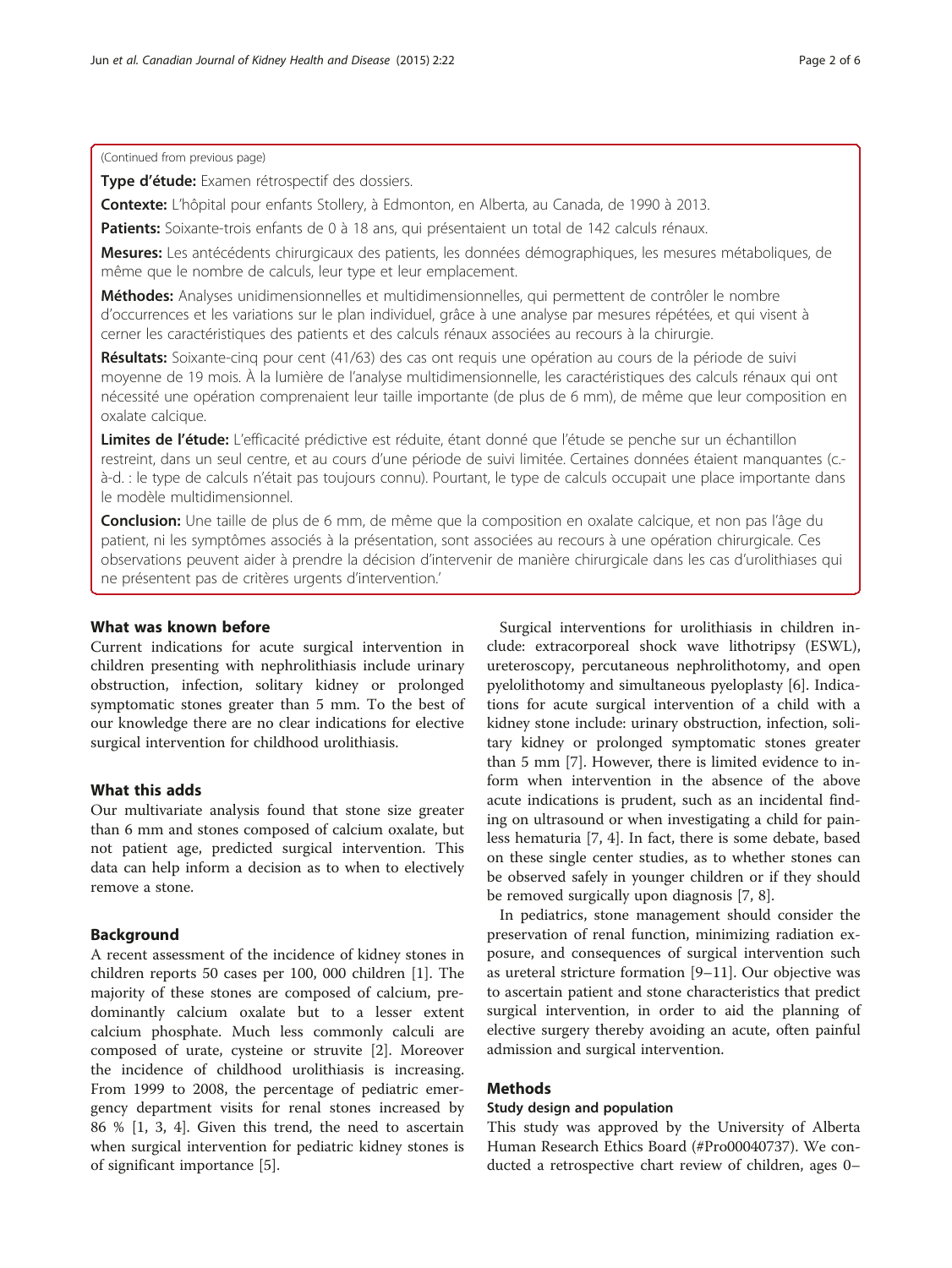(Continued from previous page)

**Type d'étude:** Examen rétrospectif des dossiers.

**Contexte:** L'hôpital pour enfants Stollery, à Edmonton, en Alberta, au Canada, de 1990 à 2013.

**Patients:** Soixante-trois enfants de 0 à 18 ans, qui présentaient un total de 142 calculs rénaux.

**Mesures:** Les antécédents chirurgicaux des patients, les données démographiques, les mesures métaboliques, de même que le nombre de calculs, leur type et leur emplacement.

**Méthodes:** Analyses unidimensionnelles et multidimensionnelles, qui permettent de contrôler le nombre d'occurrences et les variations sur le plan individuel, grâce à une analyse par mesures répétées, et qui visent à cerner les caractéristiques des patients et des calculs rénaux associées au recours à la chirurgie.

**Résultats:** Soixante-cinq pour cent (41/63) des cas ont requis une opération au cours de la période de suivi moyenne de 19 mois. À la lumière de l'analyse multidimensionnelle, les caractéristiques des calculs rénaux qui ont nécessité une opération comprenaient leur taille importante (de plus de 6 mm), de même que leur composition en oxalate calcique.

**Limites de l'étude:** L'efficacité prédictive est réduite, étant donné que l'étude se penche sur un échantillon restreint, dans un seul centre, et au cours d'une période de suivi limitée. Certaines données étaient manquantes (c.-à-d. : le type de calculs n'était pas toujours connu). Pourtant, le type de calculs occupait une place importante dans le modèle multidimensionnel.

**Conclusion:** Une taille de plus de 6 mm, de même que la composition en oxalate calcique, et non pas l'âge du patient, ni les symptômes associés à la présentation, sont associées au recours à une opération chirurgicale. Ces observations peuvent aider à prendre la décision d'intervenir de manière chirurgicale dans les cas d'urolithiases qui ne présentent pas de critères urgents d'intervention.'

## What was known before

Current indications for acute surgical intervention in children presenting with nephrolithiasis include urinary obstruction, infection, solitary kidney or prolonged symptomatic stones greater than 5 mm. To the best of our knowledge there are no clear indications for elective surgical intervention for childhood urolithiasis.

## What this adds

Our multivariate analysis found that stone size greater than 6 mm and stones composed of calcium oxalate, but not patient age, predicted surgical intervention. This data can help inform a decision as to when to electively remove a stone.

## Background

A recent assessment of the incidence of kidney stones in children reports 50 cases per 100, 000 children [1]. The majority of these stones are composed of calcium, predominantly calcium oxalate but to a lesser extent calcium phosphate. Much less commonly calculi are composed of urate, cysteine or struvite [2]. Moreover the incidence of childhood urolithiasis is increasing. From 1999 to 2008, the percentage of pediatric emergency department visits for renal stones increased by 86 % [1, 3, 4]. Given this trend, the need to ascertain when surgical intervention for pediatric kidney stones is of significant importance [5].

Surgical interventions for urolithiasis in children include: extracorporeal shock wave lithotripsy (ESWL), ureteroscopy, percutaneous nephrolithotomy, and open pyelolithotomy and simultaneous pyeloplasty [6]. Indications for acute surgical intervention of a child with a kidney stone include: urinary obstruction, infection, solitary kidney or prolonged symptomatic stones greater than 5 mm [7]. However, there is limited evidence to inform when intervention in the absence of the above acute indications is prudent, such as an incidental finding on ultrasound or when investigating a child for painless hematuria [7, 4]. In fact, there is some debate, based on these single center studies, as to whether stones can be observed safely in younger children or if they should be removed surgically upon diagnosis [7, 8].

In pediatrics, stone management should consider the preservation of renal function, minimizing radiation exposure, and consequences of surgical intervention such as ureteral stricture formation [9–11]. Our objective was to ascertain patient and stone characteristics that predict surgical intervention, in order to aid the planning of elective surgery thereby avoiding an acute, often painful admission and surgical intervention.

## Methods

### Study design and population

This study was approved by the University of Alberta Human Research Ethics Board (#Pro00040737). We conducted a retrospective chart review of children, ages 0–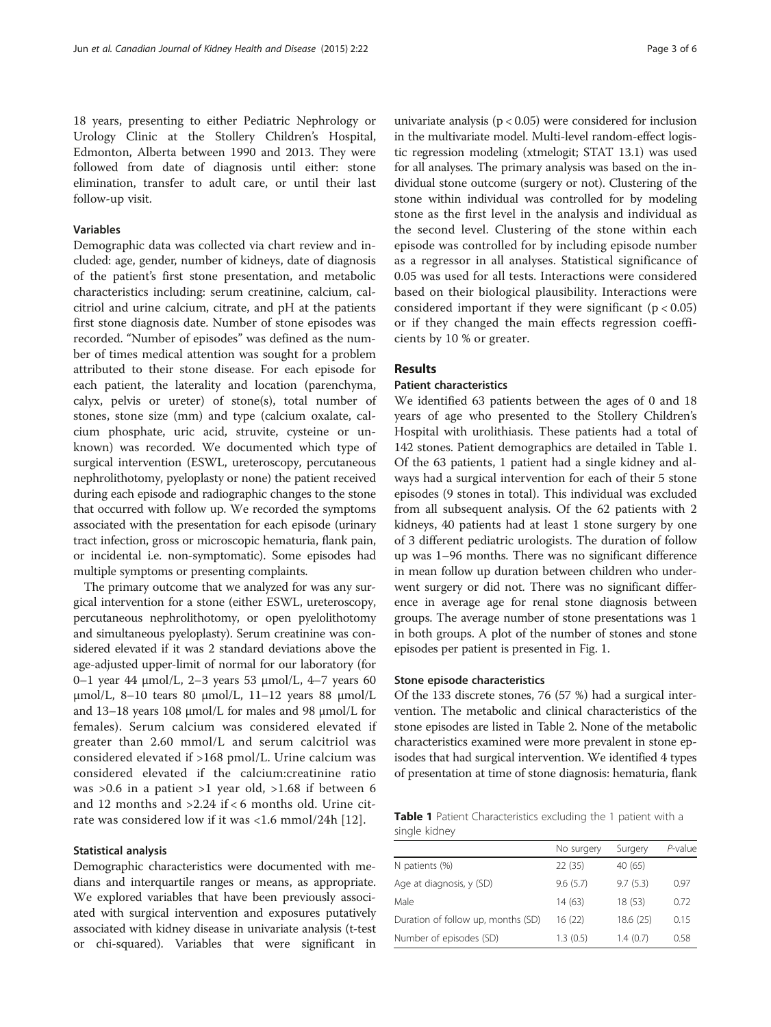18 years, presenting to either Pediatric Nephrology or Urology Clinic at the Stollery Children's Hospital, Edmonton, Alberta between 1990 and 2013. They were followed from date of diagnosis until either: stone elimination, transfer to adult care, or until their last follow-up visit.

### Variables

Demographic data was collected via chart review and included: age, gender, number of kidneys, date of diagnosis of the patient's first stone presentation, and metabolic characteristics including: serum creatinine, calcium, calcitriol and urine calcium, citrate, and pH at the patients first stone diagnosis date. Number of stone episodes was recorded. "Number of episodes" was defined as the number of times medical attention was sought for a problem attributed to their stone disease. For each episode for each patient, the laterality and location (parenchyma, calyx, pelvis or ureter) of stone(s), total number of stones, stone size (mm) and type (calcium oxalate, calcium phosphate, uric acid, struvite, cysteine or unknown) was recorded. We documented which type of surgical intervention (ESWL, ureteroscopy, percutaneous nephrolithotomy, pyeloplasty or none) the patient received during each episode and radiographic changes to the stone that occurred with follow up. We recorded the symptoms associated with the presentation for each episode (urinary tract infection, gross or microscopic hematuria, flank pain, or incidental i.e. non-symptomatic). Some episodes had multiple symptoms or presenting complaints.

The primary outcome that we analyzed for was any surgical intervention for a stone (either ESWL, ureteroscopy, percutaneous nephrolithotomy, or open pyelolithotomy and simultaneous pyeloplasty). Serum creatinine was considered elevated if it was 2 standard deviations above the age-adjusted upper-limit of normal for our laboratory (for 0–1 year 44 μmol/L, 2–3 years 53 μmol/L, 4–7 years 60 μmol/L, 8–10 tears 80 μmol/L, 11–12 years 88 μmol/L and 13–18 years 108 μmol/L for males and 98 μmol/L for females). Serum calcium was considered elevated if greater than 2.60 mmol/L and serum calcitriol was considered elevated if >168 pmol/L. Urine calcium was considered elevated if the calcium:creatinine ratio was >0.6 in a patient >1 year old, >1.68 if between 6 and 12 months and >2.24 if < 6 months old. Urine citrate was considered low if it was <1.6 mmol/24h [12].

### Statistical analysis

Demographic characteristics were documented with medians and interquartile ranges or means, as appropriate. We explored variables that have been previously associated with surgical intervention and exposures putatively associated with kidney disease in univariate analysis (t-test or chi-squared). Variables that were significant in univariate analysis ($p < 0.05$) were considered for inclusion in the multivariate model. Multi-level random-effect logistic regression modeling (xtmelogit; STAT 13.1) was used for all analyses. The primary analysis was based on the individual stone outcome (surgery or not). Clustering of the stone within individual was controlled for by modeling stone as the first level in the analysis and individual as the second level. Clustering of the stone within each episode was controlled for by including episode number as a regressor in all analyses. Statistical significance of 0.05 was used for all tests. Interactions were considered based on their biological plausibility. Interactions were considered important if they were significant ($p < 0.05$) or if they changed the main effects regression coefficients by 10 % or greater.

## Results

### Patient characteristics

We identified 63 patients between the ages of 0 and 18 years of age who presented to the Stollery Children's Hospital with urolithiasis. These patients had a total of 142 stones. Patient demographics are detailed in Table 1. Of the 63 patients, 1 patient had a single kidney and always had a surgical intervention for each of their 5 stone episodes (9 stones in total). This individual was excluded from all subsequent analysis. Of the 62 patients with 2 kidneys, 40 patients had at least 1 stone surgery by one of 3 different pediatric urologists. The duration of follow up was 1–96 months. There was no significant difference in mean follow up duration between children who underwent surgery or did not. There was no significant difference in average age for renal stone diagnosis between groups. The average number of stone presentations was 1 in both groups. A plot of the number of stones and stone episodes per patient is presented in Fig. 1.

### Stone episode characteristics

Of the 133 discrete stones, 76 (57 %) had a surgical intervention. The metabolic and clinical characteristics of the stone episodes are listed in Table 2. None of the metabolic characteristics examined were more prevalent in stone episodes that had surgical intervention. We identified 4 types of presentation at time of stone diagnosis: hematuria, flank

**Table 1** Patient Characteristics excluding the 1 patient with a single kidney

| | No surgery | Surgery | *P*-value |
|---|---|---|---|
| N patients (%) | 22 (35) | 40 (65) | |
| Age at diagnosis, y (SD) | 9.6 (5.7) | 9.7 (5.3) | 0.97 |
| Male | 14 (63) | 18 (53) | 0.72 |
| Duration of follow up, months (SD) | 16 (22) | 18.6 (25) | 0.15 |
| Number of episodes (SD) | 1.3 (0.5) | 1.4 (0.7) | 0.58 |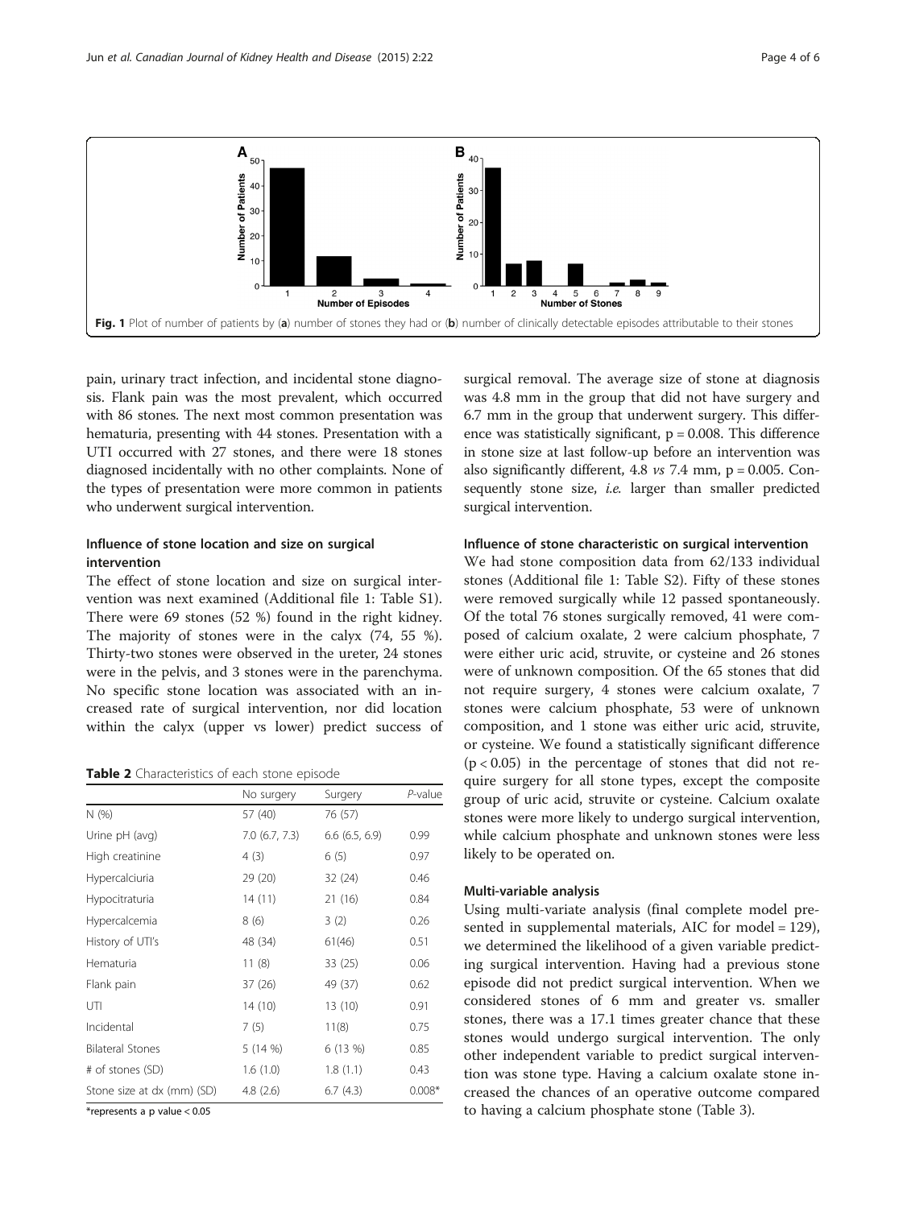Fig. 1 Plot of number of patients by (a) number of stones they had or (b) number of clinically detectable episodes attributable to their stones

pain, urinary tract infection, and incidental stone diagnosis. Flank pain was the most prevalent, which occurred with 86 stones. The next most common presentation was hematuria, presenting with 44 stones. Presentation with a UTI occurred with 27 stones, and there were 18 stones diagnosed incidentally with no other complaints. None of the types of presentation were more common in patients who underwent surgical intervention.

### Influence of stone location and size on surgical intervention

The effect of stone location and size on surgical intervention was next examined (Additional file 1: Table S1). There were 69 stones (52 %) found in the right kidney. The majority of stones were in the calyx (74, 55 %). Thirty-two stones were observed in the ureter, 24 stones were in the pelvis, and 3 stones were in the parenchyma. No specific stone location was associated with an increased rate of surgical intervention, nor did location within the calyx (upper vs lower) predict success of

**Table 2** Characteristics of each stone episode

| | No surgery | Surgery | *P*-value |
|---|---|---|---|
| N (%) | 57 (40) | 76 (57) | |
| Urine pH (avg) | 7.0 (6.7, 7.3) | 6.6 (6.5, 6.9) | 0.99 |
| High creatinine | 4 (3) | 6 (5) | 0.97 |
| Hypercalciuria | 29 (20) | 32 (24) | 0.46 |
| Hypocitraturia | 14 (11) | 21 (16) | 0.84 |
| Hypercalcemia | 8 (6) | 3 (2) | 0.26 |
| History of UTI's | 48 (34) | 61(46) | 0.51 |
| Hematuria | 11 (8) | 33 (25) | 0.06 |
| Flank pain | 37 (26) | 49 (37) | 0.62 |
| UTI | 14 (10) | 13 (10) | 0.91 |
| Incidental | 7 (5) | 11(8) | 0.75 |
| Bilateral Stones | 5 (14 %) | 6 (13 %) | 0.85 |
| # of stones (SD) | 1.6 (1.0) | 1.8 (1.1) | 0.43 |
| Stone size at dx (mm) (SD) | 4.8 (2.6) | 6.7 (4.3) | 0.008* |

*represents a p value < 0.05

surgical removal. The average size of stone at diagnosis was 4.8 mm in the group that did not have surgery and 6.7 mm in the group that underwent surgery. This difference was statistically significant, $p = 0.008$. This difference in stone size at last follow-up before an intervention was also significantly different, 4.8 *vs* 7.4 mm, $p = 0.005$. Consequently stone size, *i.e.* larger than smaller predicted surgical intervention.

### Influence of stone characteristic on surgical intervention

We had stone composition data from 62/133 individual stones (Additional file 1: Table S2). Fifty of these stones were removed surgically while 12 passed spontaneously. Of the total 76 stones surgically removed, 41 were composed of calcium oxalate, 2 were calcium phosphate, 7 were either uric acid, struvite, or cysteine and 26 stones were of unknown composition. Of the 65 stones that did not require surgery, 4 stones were calcium oxalate, 7 stones were calcium phosphate, 53 were of unknown composition, and 1 stone was either uric acid, struvite, or cysteine. We found a statistically significant difference ($p < 0.05$) in the percentage of stones that did not require surgery for all stone types, except the composite group of uric acid, struvite or cysteine. Calcium oxalate stones were more likely to undergo surgical intervention, while calcium phosphate and unknown stones were less likely to be operated on.

### Multi-variable analysis

Using multi-variate analysis (final complete model presented in supplemental materials, AIC for model = 129), we determined the likelihood of a given variable predicting surgical intervention. Having had a previous stone episode did not predict surgical intervention. When we considered stones of 6 mm and greater vs. smaller stones, there was a 17.1 times greater chance that these stones would undergo surgical intervention. The only other independent variable to predict surgical intervention was stone type. Having a calcium oxalate stone increased the chances of an operative outcome compared to having a calcium phosphate stone (Table 3).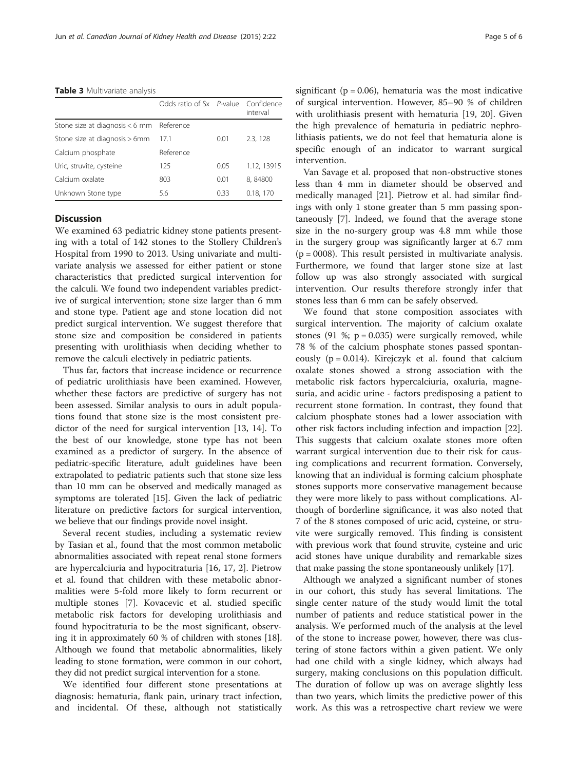**Table 3** Multivariate analysis

| | Odds ratio of Sx | *P*-value | Confidence interval |
|---|---|---|---|
| Stone size at diagnosis < 6 mm | Reference | | |
| Stone size at diagnosis > 6mm | 17.1 | 0.01 | 2.3, 128 |
| Calcium phosphate | Reference | | |
| Uric, struvite, cysteine | 125 | 0.05 | 1.12, 13915 |
| Calcium oxalate | 803 | 0.01 | 8, 84800 |
| Unknown Stone type | 5.6 | 0.33 | 0.18, 170 |

## Discussion

We examined 63 pediatric kidney stone patients presenting with a total of 142 stones to the Stollery Children's Hospital from 1990 to 2013. Using univariate and multivariate analysis we assessed for either patient or stone characteristics that predicted surgical intervention for the calculi. We found two independent variables predictive of surgical intervention; stone size larger than 6 mm and stone type. Patient age and stone location did not predict surgical intervention. We suggest therefore that stone size and composition be considered in patients presenting with urolithiasis when deciding whether to remove the calculi electively in pediatric patients.

Thus far, factors that increase incidence or recurrence of pediatric urolithiasis have been examined. However, whether these factors are predictive of surgery has not been assessed. Similar analysis to ours in adult populations found that stone size is the most consistent predictor of the need for surgical intervention [13, 14]. To the best of our knowledge, stone type has not been examined as a predictor of surgery. In the absence of pediatric-specific literature, adult guidelines have been extrapolated to pediatric patients such that stone size less than 10 mm can be observed and medically managed as symptoms are tolerated [15]. Given the lack of pediatric literature on predictive factors for surgical intervention, we believe that our findings provide novel insight.

Several recent studies, including a systematic review by Tasian et al., found that the most common metabolic abnormalities associated with repeat renal stone formers are hypercalciuria and hypocitraturia [16, 17, 2]. Pietrow et al. found that children with these metabolic abnormalities were 5-fold more likely to form recurrent or multiple stones [7]. Kovacevic et al. studied specific metabolic risk factors for developing urolithiasis and found hypocitraturia to be the most significant, observing it in approximately 60 % of children with stones [18]. Although we found that metabolic abnormalities, likely leading to stone formation, were common in our cohort, they did not predict surgical intervention for a stone.

We identified four different stone presentations at diagnosis: hematuria, flank pain, urinary tract infection, and incidental. Of these, although not statistically significant ($p = 0.06$), hematuria was the most indicative of surgical intervention. However, 85–90 % of children with urolithiasis present with hematuria [19, 20]. Given the high prevalence of hematuria in pediatric nephrolithiasis patients, we do not feel that hematuria alone is specific enough of an indicator to warrant surgical intervention.

Van Savage et al. proposed that non-obstructive stones less than 4 mm in diameter should be observed and medically managed [21]. Pietrow et al. had similar findings with only 1 stone greater than 5 mm passing spontaneously [7]. Indeed, we found that the average stone size in the no-surgery group was 4.8 mm while those in the surgery group was significantly larger at 6.7 mm ($p = 0008$). This result persisted in multivariate analysis. Furthermore, we found that larger stone size at last follow up was also strongly associated with surgical intervention. Our results therefore strongly infer that stones less than 6 mm can be safely observed.

We found that stone composition associates with surgical intervention. The majority of calcium oxalate stones (91 %; $p = 0.035$) were surgically removed, while 78 % of the calcium phosphate stones passed spontaneously ($p = 0.014$). Kirejczyk et al. found that calcium oxalate stones showed a strong association with the metabolic risk factors hypercalciuria, oxaluria, magnesuria, and acidic urine - factors predisposing a patient to recurrent stone formation. In contrast, they found that calcium phosphate stones had a lower association with other risk factors including infection and impaction [22]. This suggests that calcium oxalate stones more often warrant surgical intervention due to their risk for causing complications and recurrent formation. Conversely, knowing that an individual is forming calcium phosphate stones supports more conservative management because they were more likely to pass without complications. Although of borderline significance, it was also noted that 7 of the 8 stones composed of uric acid, cysteine, or struvite were surgically removed. This finding is consistent with previous work that found struvite, cysteine and uric acid stones have unique durability and remarkable sizes that make passing the stone spontaneously unlikely [17].

Although we analyzed a significant number of stones in our cohort, this study has several limitations. The single center nature of the study would limit the total number of patients and reduce statistical power in the analysis. We performed much of the analysis at the level of the stone to increase power, however, there was clustering of stone factors within a given patient. We only had one child with a single kidney, which always had surgery, making conclusions on this population difficult. The duration of follow up was on average slightly less than two years, which limits the predictive power of this work. As this was a retrospective chart review we were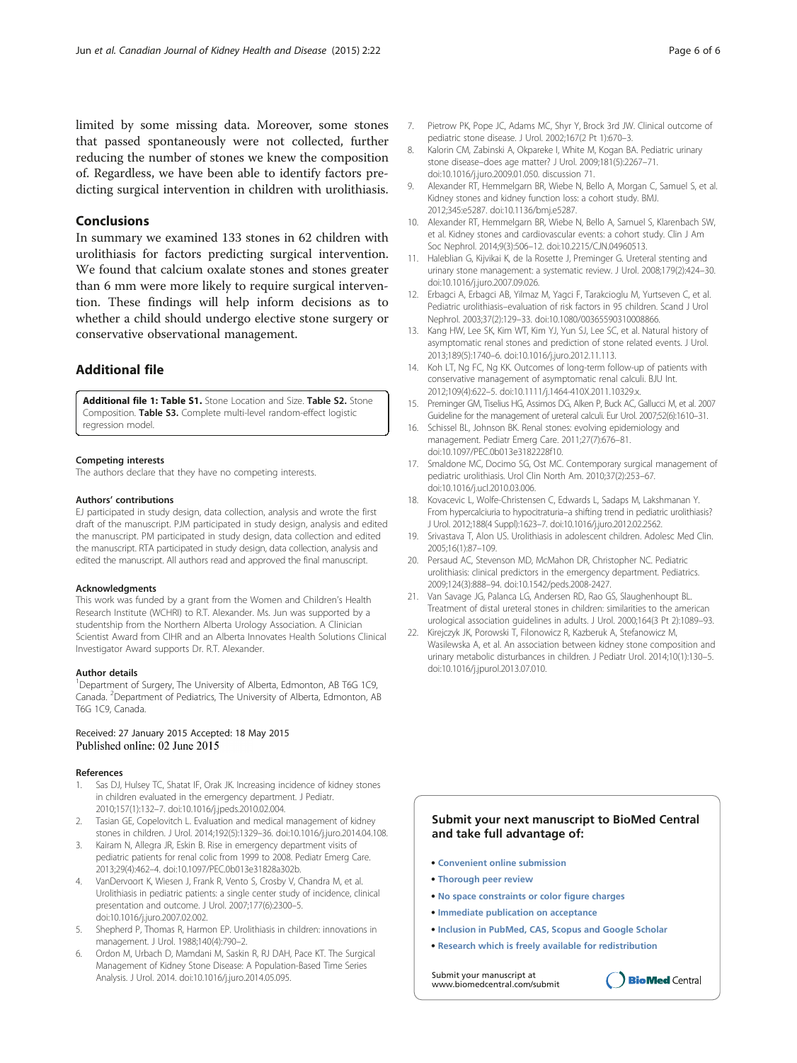limited by some missing data. Moreover, some stones that passed spontaneously were not collected, further reducing the number of stones we knew the composition of. Regardless, we have been able to identify factors predicting surgical intervention in children with urolithiasis.

## Conclusions

In summary we examined 133 stones in 62 children with urolithiasis for factors predicting surgical intervention. We found that calcium oxalate stones and stones greater than 6 mm were more likely to require surgical intervention. These findings will help inform decisions as to whether a child should undergo elective stone surgery or conservative observational management.

## Additional file

**Additional file 1: Table S1.** Stone Location and Size. **Table S2.** Stone Composition. **Table S3.** Complete multi-level random-effect logistic regression model.

#### Competing interests

The authors declare that they have no competing interests.

#### Authors' contributions

EJ participated in study design, data collection, analysis and wrote the first draft of the manuscript. PJM participated in study design, analysis and edited the manuscript. PM participated in study design, data collection and edited the manuscript. RTA participated in study design, data collection, analysis and edited the manuscript. All authors read and approved the final manuscript.

#### Acknowledgments

This work was funded by a grant from the Women and Children's Health Research Institute (WCHRI) to R.T. Alexander. Ms. Jun was supported by a studentship from the Northern Alberta Urology Association. A Clinician Scientist Award from CIHR and an Alberta Innovates Health Solutions Clinical Investigator Award supports Dr. R.T. Alexander.

#### Author details

[1]Department of Surgery, The University of Alberta, Edmonton, AB T6G 1C9, Canada. [2]Department of Pediatrics, The University of Alberta, Edmonton, AB T6G 1C9, Canada.

Received: 27 January 2015 Accepted: 18 May 2015
Published online: 02 June 2015

#### References

1. Sas DJ, Hulsey TC, Shatat IF, Orak JK. Increasing incidence of kidney stones in children evaluated in the emergency department. J Pediatr. 2010;157(1):132–7. doi:10.1016/j.jpeds.2010.02.004.
2. Tasian GE, Copelovitch L. Evaluation and medical management of kidney stones in children. J Urol. 2014;192(5):1329–36. doi:10.1016/j.juro.2014.04.108.
3. Kairam N, Allegra JR, Eskin B. Rise in emergency department visits of pediatric patients for renal colic from 1999 to 2008. Pediatr Emerg Care. 2013;29(4):462–4. doi:10.1097/PEC.0b013e31828a302b.
4. VanDervoort K, Wiesen J, Frank R, Vento S, Crosby V, Chandra M, et al. Urolithiasis in pediatric patients: a single center study of incidence, clinical presentation and outcome. J Urol. 2007;177(6):2300–5. doi:10.1016/j.juro.2007.02.002.
5. Shepherd P, Thomas R, Harmon EP. Urolithiasis in children: innovations in management. J Urol. 1988;140(4):790–2.
6. Ordon M, Urbach D, Mamdani M, Saskin R, RJ DAH, Pace KT. The Surgical Management of Kidney Stone Disease: A Population-Based Time Series Analysis. J Urol. 2014. doi:10.1016/j.juro.2014.05.095.
7. Pietrow PK, Pope JC, Adams MC, Shyr Y, Brock 3rd JW. Clinical outcome of pediatric stone disease. J Urol. 2002;167(2 Pt 1):670–3.
8. Kalorin CM, Zabinski A, Okpareke I, White M, Kogan BA. Pediatric urinary stone disease–does age matter? J Urol. 2009;181(5):2267–71. doi:10.1016/j.juro.2009.01.050. discussion 71.
9. Alexander RT, Hemmelgarn BR, Wiebe N, Bello A, Morgan C, Samuel S, et al. Kidney stones and kidney function loss: a cohort study. BMJ. 2012;345:e5287. doi:10.1136/bmj.e5287.
10. Alexander RT, Hemmelgarn BR, Wiebe N, Bello A, Samuel S, Klarenbach SW, et al. Kidney stones and cardiovascular events: a cohort study. Clin J Am Soc Nephrol. 2014;9(3):506–12. doi:10.2215/CJN.04960513.
11. Haleblian G, Kijvikai K, de la Rosette J, Preminger G. Ureteral stenting and urinary stone management: a systematic review. J Urol. 2008;179(2):424–30. doi:10.1016/j.juro.2007.09.026.
12. Erbagci A, Erbagci AB, Yilmaz M, Yagci F, Tarakcioglu M, Yurtseven C, et al. Pediatric urolithiasis–evaluation of risk factors in 95 children. Scand J Urol Nephrol. 2003;37(2):129–33. doi:10.1080/00365590310008866.
13. Kang HW, Lee SK, Kim WT, Kim YJ, Yun SJ, Lee SC, et al. Natural history of asymptomatic renal stones and prediction of stone related events. J Urol. 2013;189(5):1740–6. doi:10.1016/j.juro.2012.11.113.
14. Koh LT, Ng FC, Ng KK. Outcomes of long-term follow-up of patients with conservative management of asymptomatic renal calculi. BJU Int. 2012;109(4):622–5. doi:10.1111/j.1464-410X.2011.10329.x.
15. Preminger GM, Tiselius HG, Assimos DG, Alken P, Buck AC, Gallucci M, et al. 2007 Guideline for the management of ureteral calculi. Eur Urol. 2007;52(6):1610–31.
16. Schissel BL, Johnson BK. Renal stones: evolving epidemiology and management. Pediatr Emerg Care. 2011;27(7):676–81. doi:10.1097/PEC.0b013e3182228f10.
17. Smaldone MC, Docimo SG, Ost MC. Contemporary surgical management of pediatric urolithiasis. Urol Clin North Am. 2010;37(2):253–67. doi:10.1016/j.ucl.2010.03.006.
18. Kovacevic L, Wolfe-Christensen C, Edwards L, Sadaps M, Lakshmanan Y. From hypercalciuria to hypocitraturia–a shifting trend in pediatric urolithiasis? J Urol. 2012;188(4 Suppl):1623–7. doi:10.1016/j.juro.2012.02.2562.
19. Srivastava T, Alon US. Urolithiasis in adolescent children. Adolesc Med Clin. 2005;16(1):87–109.
20. Persaud AC, Stevenson MD, McMahon DR, Christopher NC. Pediatric urolithiasis: clinical predictors in the emergency department. Pediatrics. 2009;124(3):888–94. doi:10.1542/peds.2008-2427.
21. Van Savage JG, Palanca LG, Andersen RD, Rao GS, Slaughenhoupt BL. Treatment of distal ureteral stones in children: similarities to the american urological association guidelines in adults. J Urol. 2000;164(3 Pt 2):1089–93.
22. Kirejczyk JK, Porowski T, Filonowicz R, Kazberuk A, Stefanowicz M, Wasilewska A, et al. An association between kidney stone composition and urinary metabolic disturbances in children. J Pediatr Urol. 2014;10(1):130–5. doi:10.1016/j.jpurol.2013.07.010.

**Submit your next manuscript to BioMed Central and take full advantage of:**

- Convenient online submission
- Thorough peer review
- No space constraints or color figure charges
- Immediate publication on acceptance
- Inclusion in PubMed, CAS, Scopus and Google Scholar
- Research which is freely available for redistribution

Submit your manuscript at www.biomedcentral.com/submit

BioMed Central